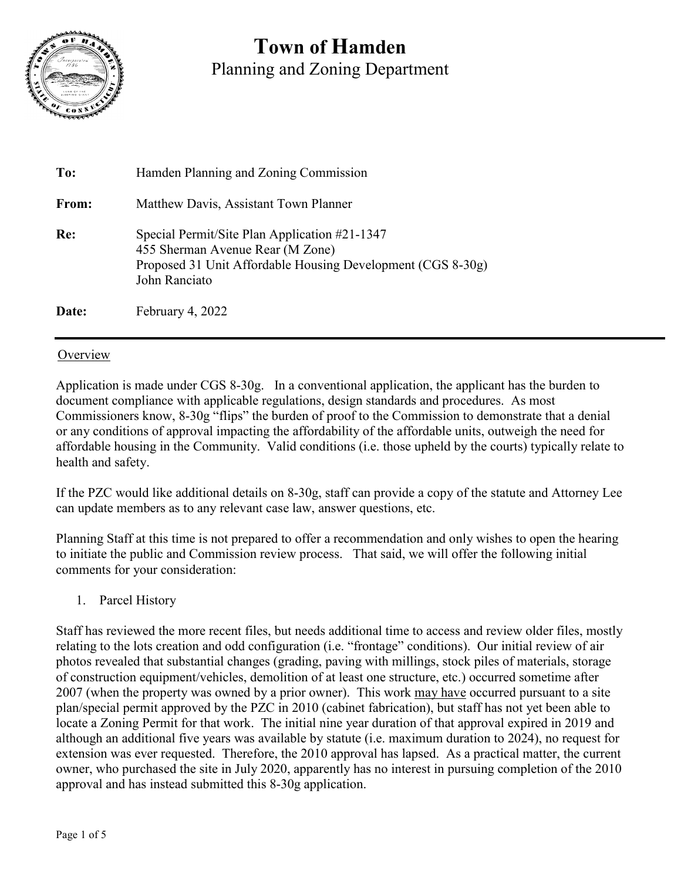# Town of Hamden
## Planning and Zoning Department

| | |
|---|---|
| **To:** | Hamden Planning and Zoning Commission |
| **From:** | Matthew Davis, Assistant Town Planner |
| **Re:** | Special Permit/Site Plan Application #21-1347<br>455 Sherman Avenue Rear (M Zone)<br>Proposed 31 Unit Affordable Housing Development (CGS 8-30g)<br>John Ranciato |
| **Date:** | February 4, 2022 |

---

Overview

Application is made under CGS 8-30g. In a conventional application, the applicant has the burden to document compliance with applicable regulations, design standards and procedures. As most Commissioners know, 8-30g "flips" the burden of proof to the Commission to demonstrate that a denial or any conditions of approval impacting the affordability of the affordable units, outweigh the need for affordable housing in the Community. Valid conditions (i.e. those upheld by the courts) typically relate to health and safety.

If the PZC would like additional details on 8-30g, staff can provide a copy of the statute and Attorney Lee can update members as to any relevant case law, answer questions, etc.

Planning Staff at this time is not prepared to offer a recommendation and only wishes to open the hearing to initiate the public and Commission review process. That said, we will offer the following initial comments for your consideration:

1. Parcel History

Staff has reviewed the more recent files, but needs additional time to access and review older files, mostly relating to the lots creation and odd configuration (i.e. "frontage" conditions). Our initial review of air photos revealed that substantial changes (grading, paving with millings, stock piles of materials, storage of construction equipment/vehicles, demolition of at least one structure, etc.) occurred sometime after 2007 (when the property was owned by a prior owner). This work may have occurred pursuant to a site plan/special permit approved by the PZC in 2010 (cabinet fabrication), but staff has not yet been able to locate a Zoning Permit for that work. The initial nine year duration of that approval expired in 2019 and although an additional five years was available by statute (i.e. maximum duration to 2024), no request for extension was ever requested. Therefore, the 2010 approval has lapsed. As a practical matter, the current owner, who purchased the site in July 2020, apparently has no interest in pursuing completion of the 2010 approval and has instead submitted this 8-30g application.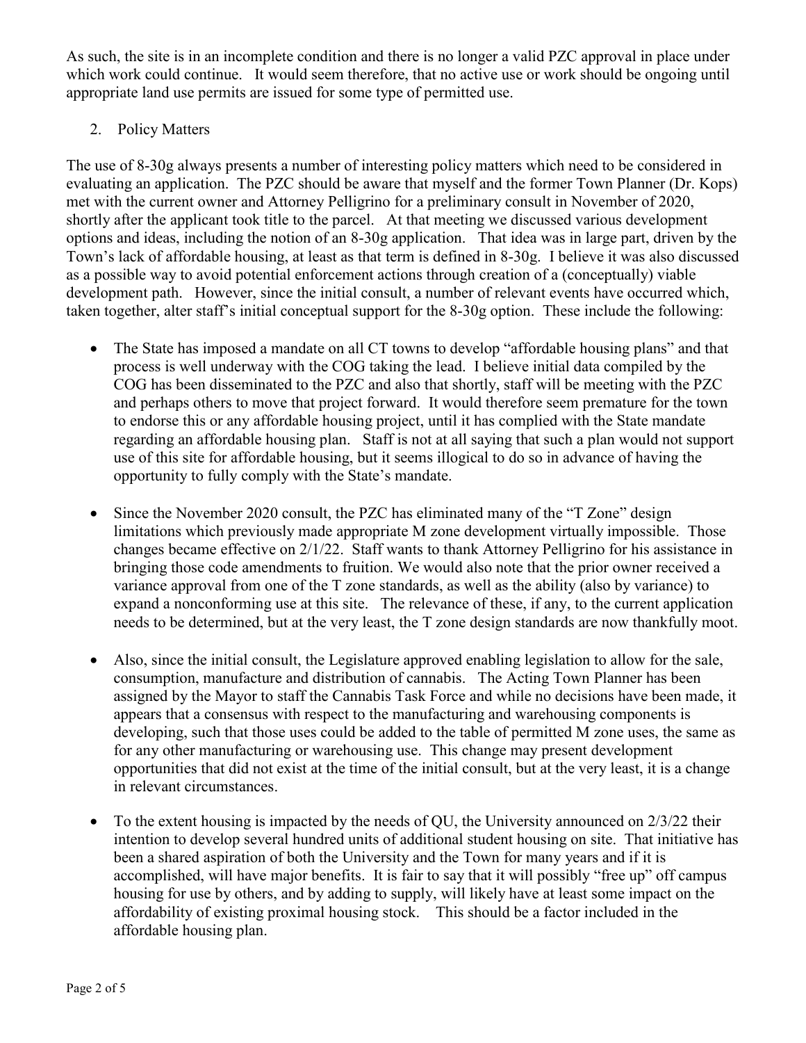As such, the site is in an incomplete condition and there is no longer a valid PZC approval in place under which work could continue. It would seem therefore, that no active use or work should be ongoing until appropriate land use permits are issued for some type of permitted use.

2. Policy Matters

The use of 8-30g always presents a number of interesting policy matters which need to be considered in evaluating an application. The PZC should be aware that myself and the former Town Planner (Dr. Kops) met with the current owner and Attorney Pelligrino for a preliminary consult in November of 2020, shortly after the applicant took title to the parcel. At that meeting we discussed various development options and ideas, including the notion of an 8-30g application. That idea was in large part, driven by the Town's lack of affordable housing, at least as that term is defined in 8-30g. I believe it was also discussed as a possible way to avoid potential enforcement actions through creation of a (conceptually) viable development path. However, since the initial consult, a number of relevant events have occurred which, taken together, alter staff's initial conceptual support for the 8-30g option. These include the following:

- The State has imposed a mandate on all CT towns to develop "affordable housing plans" and that process is well underway with the COG taking the lead. I believe initial data compiled by the COG has been disseminated to the PZC and also that shortly, staff will be meeting with the PZC and perhaps others to move that project forward. It would therefore seem premature for the town to endorse this or any affordable housing project, until it has complied with the State mandate regarding an affordable housing plan. Staff is not at all saying that such a plan would not support use of this site for affordable housing, but it seems illogical to do so in advance of having the opportunity to fully comply with the State's mandate.

- Since the November 2020 consult, the PZC has eliminated many of the "T Zone" design limitations which previously made appropriate M zone development virtually impossible. Those changes became effective on 2/1/22. Staff wants to thank Attorney Pelligrino for his assistance in bringing those code amendments to fruition. We would also note that the prior owner received a variance approval from one of the T zone standards, as well as the ability (also by variance) to expand a nonconforming use at this site. The relevance of these, if any, to the current application needs to be determined, but at the very least, the T zone design standards are now thankfully moot.

- Also, since the initial consult, the Legislature approved enabling legislation to allow for the sale, consumption, manufacture and distribution of cannabis. The Acting Town Planner has been assigned by the Mayor to staff the Cannabis Task Force and while no decisions have been made, it appears that a consensus with respect to the manufacturing and warehousing components is developing, such that those uses could be added to the table of permitted M zone uses, the same as for any other manufacturing or warehousing use. This change may present development opportunities that did not exist at the time of the initial consult, but at the very least, it is a change in relevant circumstances.

- To the extent housing is impacted by the needs of QU, the University announced on 2/3/22 their intention to develop several hundred units of additional student housing on site. That initiative has been a shared aspiration of both the University and the Town for many years and if it is accomplished, will have major benefits. It is fair to say that it will possibly "free up" off campus housing for use by others, and by adding to supply, will likely have at least some impact on the affordability of existing proximal housing stock. This should be a factor included in the affordable housing plan.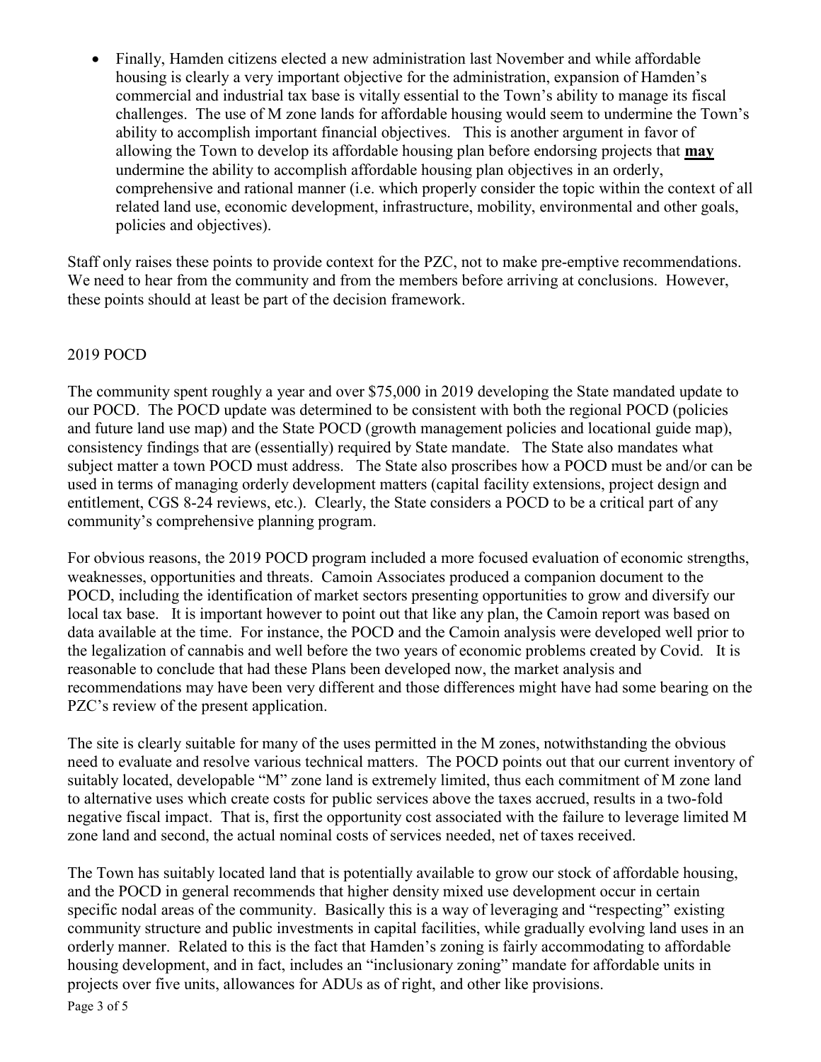- Finally, Hamden citizens elected a new administration last November and while affordable housing is clearly a very important objective for the administration, expansion of Hamden's commercial and industrial tax base is vitally essential to the Town's ability to manage its fiscal challenges. The use of M zone lands for affordable housing would seem to undermine the Town's ability to accomplish important financial objectives. This is another argument in favor of allowing the Town to develop its affordable housing plan before endorsing projects that **<u>may</u>** undermine the ability to accomplish affordable housing plan objectives in an orderly, comprehensive and rational manner (i.e. which properly consider the topic within the context of all related land use, economic development, infrastructure, mobility, environmental and other goals, policies and objectives).

Staff only raises these points to provide context for the PZC, not to make pre-emptive recommendations. We need to hear from the community and from the members before arriving at conclusions. However, these points should at least be part of the decision framework.

## 2019 POCD

The community spent roughly a year and over $75,000 in 2019 developing the State mandated update to our POCD. The POCD update was determined to be consistent with both the regional POCD (policies and future land use map) and the State POCD (growth management policies and locational guide map), consistency findings that are (essentially) required by State mandate. The State also mandates what subject matter a town POCD must address. The State also proscribes how a POCD must be and/or can be used in terms of managing orderly development matters (capital facility extensions, project design and entitlement, CGS 8-24 reviews, etc.). Clearly, the State considers a POCD to be a critical part of any community's comprehensive planning program.

For obvious reasons, the 2019 POCD program included a more focused evaluation of economic strengths, weaknesses, opportunities and threats. Camoin Associates produced a companion document to the POCD, including the identification of market sectors presenting opportunities to grow and diversify our local tax base. It is important however to point out that like any plan, the Camoin report was based on data available at the time. For instance, the POCD and the Camoin analysis were developed well prior to the legalization of cannabis and well before the two years of economic problems created by Covid. It is reasonable to conclude that had these Plans been developed now, the market analysis and recommendations may have been very different and those differences might have had some bearing on the PZC's review of the present application.

The site is clearly suitable for many of the uses permitted in the M zones, notwithstanding the obvious need to evaluate and resolve various technical matters. The POCD points out that our current inventory of suitably located, developable "M" zone land is extremely limited, thus each commitment of M zone land to alternative uses which create costs for public services above the taxes accrued, results in a two-fold negative fiscal impact. That is, first the opportunity cost associated with the failure to leverage limited M zone land and second, the actual nominal costs of services needed, net of taxes received.

The Town has suitably located land that is potentially available to grow our stock of affordable housing, and the POCD in general recommends that higher density mixed use development occur in certain specific nodal areas of the community. Basically this is a way of leveraging and "respecting" existing community structure and public investments in capital facilities, while gradually evolving land uses in an orderly manner. Related to this is the fact that Hamden's zoning is fairly accommodating to affordable housing development, and in fact, includes an "inclusionary zoning" mandate for affordable units in projects over five units, allowances for ADUs as of right, and other like provisions.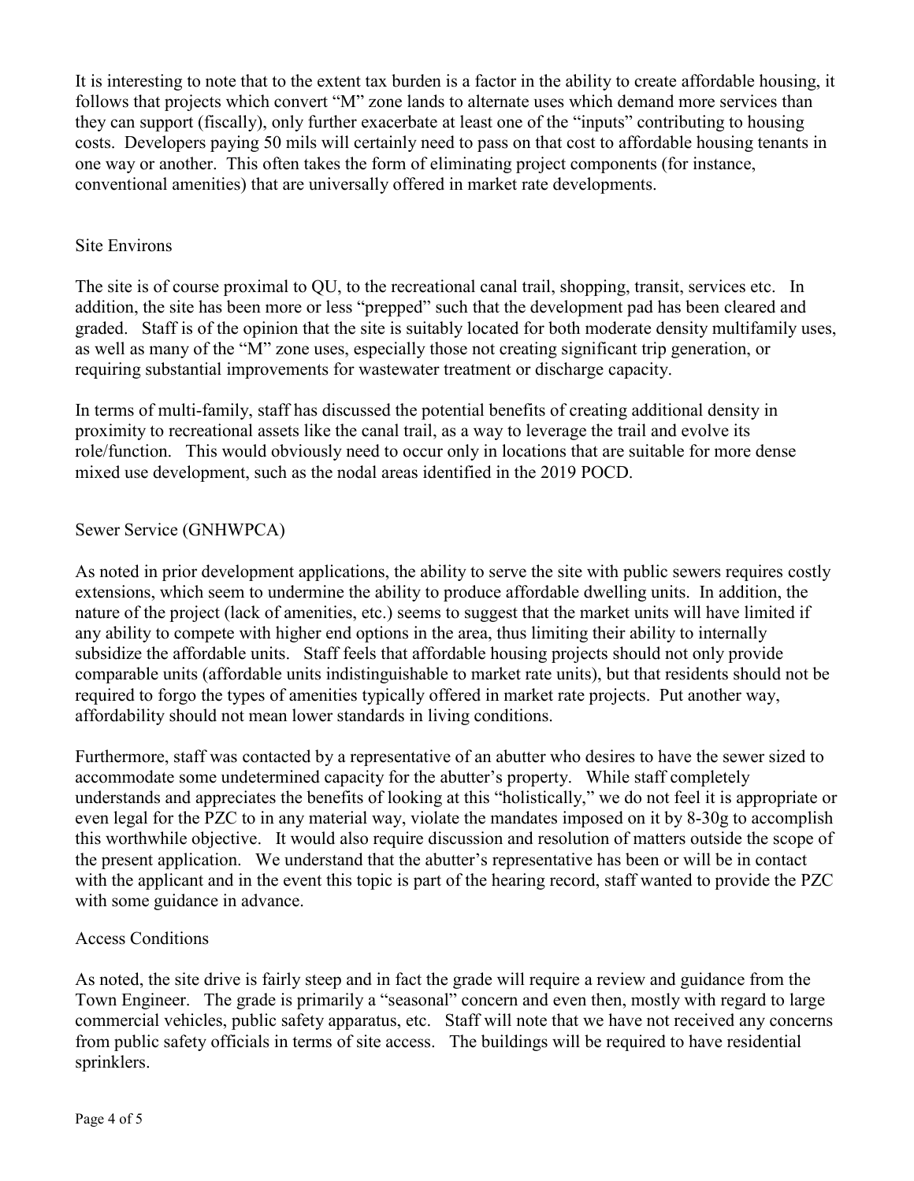It is interesting to note that to the extent tax burden is a factor in the ability to create affordable housing, it follows that projects which convert "M" zone lands to alternate uses which demand more services than they can support (fiscally), only further exacerbate at least one of the "inputs" contributing to housing costs. Developers paying 50 mils will certainly need to pass on that cost to affordable housing tenants in one way or another. This often takes the form of eliminating project components (for instance, conventional amenities) that are universally offered in market rate developments.

## Site Environs

The site is of course proximal to QU, to the recreational canal trail, shopping, transit, services etc. In addition, the site has been more or less "prepped" such that the development pad has been cleared and graded. Staff is of the opinion that the site is suitably located for both moderate density multifamily uses, as well as many of the "M" zone uses, especially those not creating significant trip generation, or requiring substantial improvements for wastewater treatment or discharge capacity.

In terms of multi-family, staff has discussed the potential benefits of creating additional density in proximity to recreational assets like the canal trail, as a way to leverage the trail and evolve its role/function. This would obviously need to occur only in locations that are suitable for more dense mixed use development, such as the nodal areas identified in the 2019 POCD.

## Sewer Service (GNHWPCA)

As noted in prior development applications, the ability to serve the site with public sewers requires costly extensions, which seem to undermine the ability to produce affordable dwelling units. In addition, the nature of the project (lack of amenities, etc.) seems to suggest that the market units will have limited if any ability to compete with higher end options in the area, thus limiting their ability to internally subsidize the affordable units. Staff feels that affordable housing projects should not only provide comparable units (affordable units indistinguishable to market rate units), but that residents should not be required to forgo the types of amenities typically offered in market rate projects. Put another way, affordability should not mean lower standards in living conditions.

Furthermore, staff was contacted by a representative of an abutter who desires to have the sewer sized to accommodate some undetermined capacity for the abutter's property. While staff completely understands and appreciates the benefits of looking at this "holistically," we do not feel it is appropriate or even legal for the PZC to in any material way, violate the mandates imposed on it by 8-30g to accomplish this worthwhile objective. It would also require discussion and resolution of matters outside the scope of the present application. We understand that the abutter's representative has been or will be in contact with the applicant and in the event this topic is part of the hearing record, staff wanted to provide the PZC with some guidance in advance.

## Access Conditions

As noted, the site drive is fairly steep and in fact the grade will require a review and guidance from the Town Engineer. The grade is primarily a "seasonal" concern and even then, mostly with regard to large commercial vehicles, public safety apparatus, etc. Staff will note that we have not received any concerns from public safety officials in terms of site access. The buildings will be required to have residential sprinklers.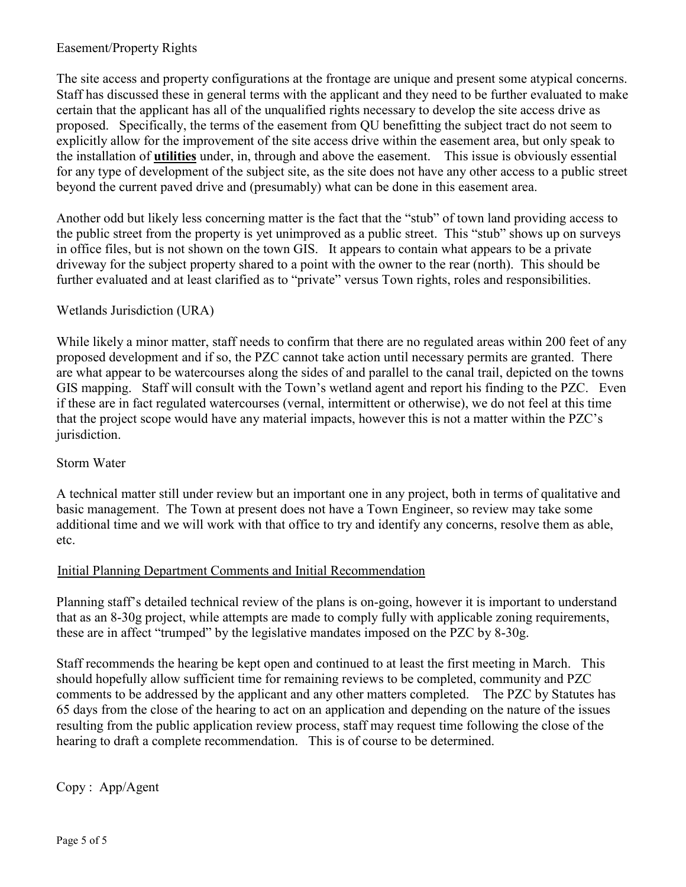Easement/Property Rights

The site access and property configurations at the frontage are unique and present some atypical concerns. Staff has discussed these in general terms with the applicant and they need to be further evaluated to make certain that the applicant has all of the unqualified rights necessary to develop the site access drive as proposed. Specifically, the terms of the easement from QU benefitting the subject tract do not seem to explicitly allow for the improvement of the site access drive within the easement area, but only speak to the installation of **utilities** under, in, through and above the easement. This issue is obviously essential for any type of development of the subject site, as the site does not have any other access to a public street beyond the current paved drive and (presumably) what can be done in this easement area.

Another odd but likely less concerning matter is the fact that the "stub" of town land providing access to the public street from the property is yet unimproved as a public street. This "stub" shows up on surveys in office files, but is not shown on the town GIS. It appears to contain what appears to be a private driveway for the subject property shared to a point with the owner to the rear (north). This should be further evaluated and at least clarified as to "private" versus Town rights, roles and responsibilities.

Wetlands Jurisdiction (URA)

While likely a minor matter, staff needs to confirm that there are no regulated areas within 200 feet of any proposed development and if so, the PZC cannot take action until necessary permits are granted. There are what appear to be watercourses along the sides of and parallel to the canal trail, depicted on the towns GIS mapping. Staff will consult with the Town's wetland agent and report his finding to the PZC. Even if these are in fact regulated watercourses (vernal, intermittent or otherwise), we do not feel at this time that the project scope would have any material impacts, however this is not a matter within the PZC's jurisdiction.

Storm Water

A technical matter still under review but an important one in any project, both in terms of qualitative and basic management. The Town at present does not have a Town Engineer, so review may take some additional time and we will work with that office to try and identify any concerns, resolve them as able, etc.

## Initial Planning Department Comments and Initial Recommendation

Planning staff's detailed technical review of the plans is on-going, however it is important to understand that as an 8-30g project, while attempts are made to comply fully with applicable zoning requirements, these are in affect "trumped" by the legislative mandates imposed on the PZC by 8-30g.

Staff recommends the hearing be kept open and continued to at least the first meeting in March. This should hopefully allow sufficient time for remaining reviews to be completed, community and PZC comments to be addressed by the applicant and any other matters completed. The PZC by Statutes has 65 days from the close of the hearing to act on an application and depending on the nature of the issues resulting from the public application review process, staff may request time following the close of the hearing to draft a complete recommendation. This is of course to be determined.

Copy : App/Agent